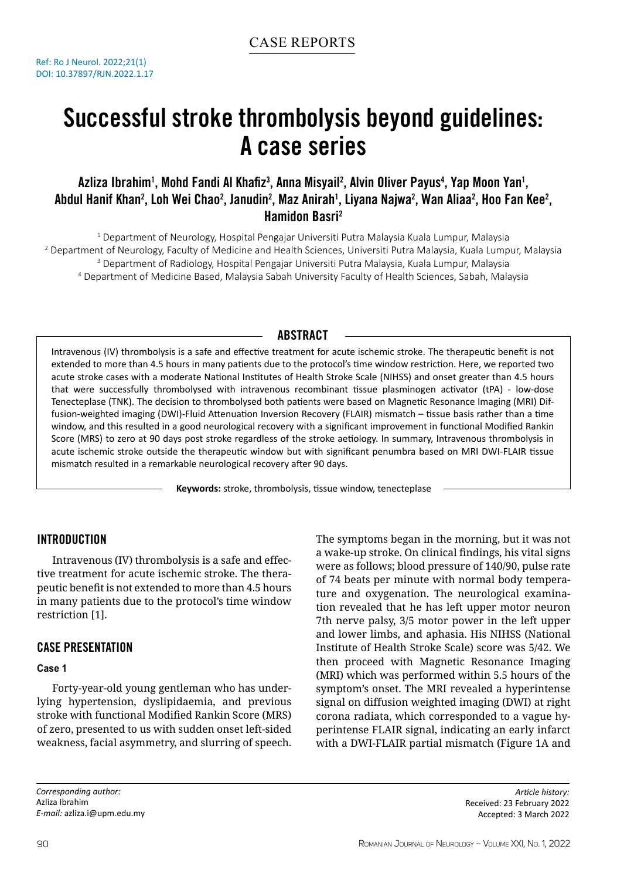CASE REPORTS

Ref: Ro J Neurol. 2022;21(1)
DOI: 10.37897/RJN.2022.1.17

# Successful stroke thrombolysis beyond guidelines: A case series

**Azliza Ibrahim[1], Mohd Fandi Al Khafiz[3], Anna Misyail[2], Alvin Oliver Payus[4], Yap Moon Yan[1], Abdul Hanif Khan[2], Loh Wei Chao[2], Janudin[2], Maz Anirah[1], Liyana Najwa[2], Wan Aliaa[2], Hoo Fan Kee[2], Hamidon Basri[2]**

[1] Department of Neurology, Hospital Pengajar Universiti Putra Malaysia Kuala Lumpur, Malaysia
[2] Department of Neurology, Faculty of Medicine and Health Sciences, Universiti Putra Malaysia, Kuala Lumpur, Malaysia
[3] Department of Radiology, Hospital Pengajar Universiti Putra Malaysia, Kuala Lumpur, Malaysia
[4] Department of Medicine Based, Malaysia Sabah University Faculty of Health Sciences, Sabah, Malaysia

## ABSTRACT

Intravenous (IV) thrombolysis is a safe and effective treatment for acute ischemic stroke. The therapeutic benefit is not extended to more than 4.5 hours in many patients due to the protocol's time window restriction. Here, we reported two acute stroke cases with a moderate National Institutes of Health Stroke Scale (NIHSS) and onset greater than 4.5 hours that were successfully thrombolysed with intravenous recombinant tissue plasminogen activator (tPA) - low-dose Tenecteplase (TNK). The decision to thrombolysed both patients were based on Magnetic Resonance Imaging (MRI) Diffusion-weighted imaging (DWI)-Fluid Attenuation Inversion Recovery (FLAIR) mismatch – tissue basis rather than a time window, and this resulted in a good neurological recovery with a significant improvement in functional Modified Rankin Score (MRS) to zero at 90 days post stroke regardless of the stroke aetiology. In summary, Intravenous thrombolysis in acute ischemic stroke outside the therapeutic window but with significant penumbra based on MRI DWI-FLAIR tissue mismatch resulted in a remarkable neurological recovery after 90 days.

**Keywords:** stroke, thrombolysis, tissue window, tenecteplase

## INTRODUCTION

Intravenous (IV) thrombolysis is a safe and effective treatment for acute ischemic stroke. The therapeutic benefit is not extended to more than 4.5 hours in many patients due to the protocol's time window restriction [1].

## CASE PRESENTATION

### Case 1

Forty-year-old young gentleman who has underlying hypertension, dyslipidaemia, and previous stroke with functional Modified Rankin Score (MRS) of zero, presented to us with sudden onset left-sided weakness, facial asymmetry, and slurring of speech. The symptoms began in the morning, but it was not a wake-up stroke. On clinical findings, his vital signs were as follows; blood pressure of 140/90, pulse rate of 74 beats per minute with normal body temperature and oxygenation. The neurological examination revealed that he has left upper motor neuron 7th nerve palsy, 3/5 motor power in the left upper and lower limbs, and aphasia. His NIHSS (National Institute of Health Stroke Scale) score was 5/42. We then proceed with Magnetic Resonance Imaging (MRI) which was performed within 5.5 hours of the symptom's onset. The MRI revealed a hyperintense signal on diffusion weighted imaging (DWI) at right corona radiata, which corresponded to a vague hyperintense FLAIR signal, indicating an early infarct with a DWI-FLAIR partial mismatch (Figure 1A and

*Corresponding author:*
Azliza Ibrahim
*E-mail:* azliza.i@upm.edu.my

*Article history:*
Received: 23 February 2022
Accepted: 3 March 2022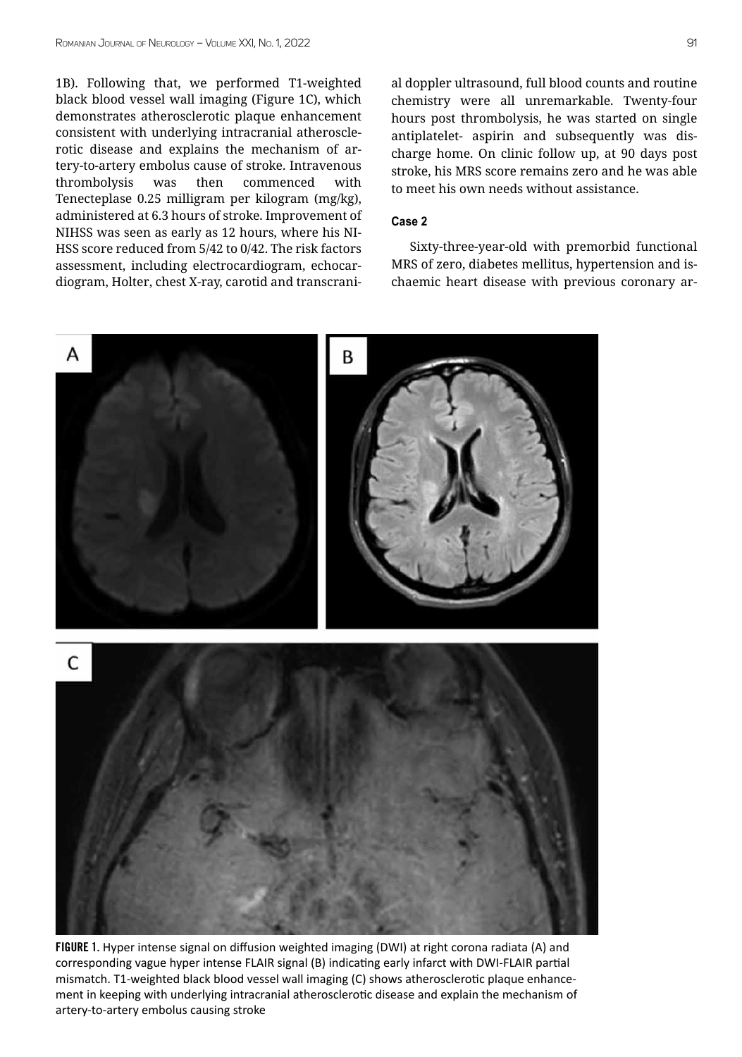1B). Following that, we performed T1-weighted black blood vessel wall imaging (Figure 1C), which demonstrates atherosclerotic plaque enhancement consistent with underlying intracranial atherosclerotic disease and explains the mechanism of artery-to-artery embolus cause of stroke. Intravenous thrombolysis was then commenced with Tenecteplase 0.25 milligram per kilogram (mg/kg), administered at 6.3 hours of stroke. Improvement of NIHSS was seen as early as 12 hours, where his NIHSS score reduced from 5/42 to 0/42. The risk factors assessment, including electrocardiogram, echocardiogram, Holter, chest X-ray, carotid and transcranial doppler ultrasound, full blood counts and routine chemistry were all unremarkable. Twenty-four hours post thrombolysis, he was started on single antiplatelet- aspirin and subsequently was discharge home. On clinic follow up, at 90 days post stroke, his MRS score remains zero and he was able to meet his own needs without assistance.

### Case 2

Sixty-three-year-old with premorbid functional MRS of zero, diabetes mellitus, hypertension and ischaemic heart disease with previous coronary ar-

**FIGURE 1.** Hyper intense signal on diffusion weighted imaging (DWI) at right corona radiata (A) and corresponding vague hyper intense FLAIR signal (B) indicating early infarct with DWI-FLAIR partial mismatch. T1-weighted black blood vessel wall imaging (C) shows atherosclerotic plaque enhancement in keeping with underlying intracranial atherosclerotic disease and explain the mechanism of artery-to-artery embolus causing stroke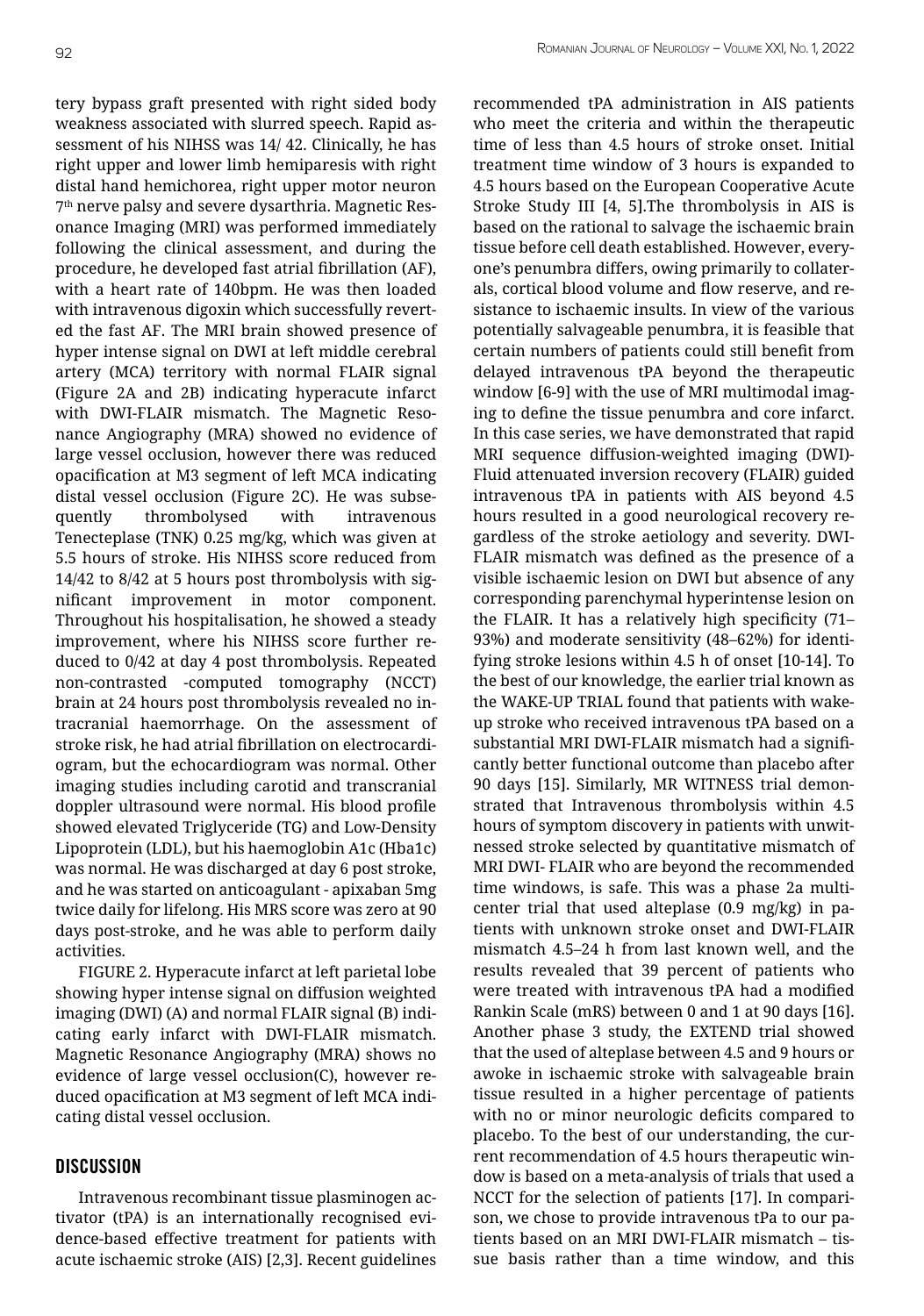tery bypass graft presented with right sided body weakness associated with slurred speech. Rapid assessment of his NIHSS was 14/ 42. Clinically, he has right upper and lower limb hemiparesis with right distal hand hemichorea, right upper motor neuron 7th nerve palsy and severe dysarthria. Magnetic Resonance Imaging (MRI) was performed immediately following the clinical assessment, and during the procedure, he developed fast atrial fibrillation (AF), with a heart rate of 140bpm. He was then loaded with intravenous digoxin which successfully reverted the fast AF. The MRI brain showed presence of hyper intense signal on DWI at left middle cerebral artery (MCA) territory with normal FLAIR signal (Figure 2A and 2B) indicating hyperacute infarct with DWI-FLAIR mismatch. The Magnetic Resonance Angiography (MRA) showed no evidence of large vessel occlusion, however there was reduced opacification at M3 segment of left MCA indicating distal vessel occlusion (Figure 2C). He was subsequently thrombolysed with intravenous Tenecteplase (TNK) 0.25 mg/kg, which was given at 5.5 hours of stroke. His NIHSS score reduced from 14/42 to 8/42 at 5 hours post thrombolysis with significant improvement in motor component. Throughout his hospitalisation, he showed a steady improvement, where his NIHSS score further reduced to 0/42 at day 4 post thrombolysis. Repeated non-contrasted -computed tomography (NCCT) brain at 24 hours post thrombolysis revealed no intracranial haemorrhage. On the assessment of stroke risk, he had atrial fibrillation on electrocardiogram, but the echocardiogram was normal. Other imaging studies including carotid and transcranial doppler ultrasound were normal. His blood profile showed elevated Triglyceride (TG) and Low-Density Lipoprotein (LDL), but his haemoglobin A1c (Hba1c) was normal. He was discharged at day 6 post stroke, and he was started on anticoagulant - apixaban 5mg twice daily for lifelong. His MRS score was zero at 90 days post-stroke, and he was able to perform daily activities.

FIGURE 2. Hyperacute infarct at left parietal lobe showing hyper intense signal on diffusion weighted imaging (DWI) (A) and normal FLAIR signal (B) indicating early infarct with DWI-FLAIR mismatch. Magnetic Resonance Angiography (MRA) shows no evidence of large vessel occlusion(C), however reduced opacification at M3 segment of left MCA indicating distal vessel occlusion.

## DISCUSSION

Intravenous recombinant tissue plasminogen activator (tPA) is an internationally recognised evidence-based effective treatment for patients with acute ischaemic stroke (AIS) [2,3]. Recent guidelines recommended tPA administration in AIS patients who meet the criteria and within the therapeutic time of less than 4.5 hours of stroke onset. Initial treatment time window of 3 hours is expanded to 4.5 hours based on the European Cooperative Acute Stroke Study III [4, 5].The thrombolysis in AIS is based on the rational to salvage the ischaemic brain tissue before cell death established. However, everyone's penumbra differs, owing primarily to collaterals, cortical blood volume and flow reserve, and resistance to ischaemic insults. In view of the various potentially salvageable penumbra, it is feasible that certain numbers of patients could still benefit from delayed intravenous tPA beyond the therapeutic window [6-9] with the use of MRI multimodal imaging to define the tissue penumbra and core infarct. In this case series, we have demonstrated that rapid MRI sequence diffusion-weighted imaging (DWI)-Fluid attenuated inversion recovery (FLAIR) guided intravenous tPA in patients with AIS beyond 4.5 hours resulted in a good neurological recovery regardless of the stroke aetiology and severity. DWI-FLAIR mismatch was defined as the presence of a visible ischaemic lesion on DWI but absence of any corresponding parenchymal hyperintense lesion on the FLAIR. It has a relatively high specificity (71–93%) and moderate sensitivity (48–62%) for identifying stroke lesions within 4.5 h of onset [10-14]. To the best of our knowledge, the earlier trial known as the WAKE-UP TRIAL found that patients with wake-up stroke who received intravenous tPA based on a substantial MRI DWI-FLAIR mismatch had a significantly better functional outcome than placebo after 90 days [15]. Similarly, MR WITNESS trial demonstrated that Intravenous thrombolysis within 4.5 hours of symptom discovery in patients with unwitnessed stroke selected by quantitative mismatch of MRI DWI- FLAIR who are beyond the recommended time windows, is safe. This was a phase 2a multicenter trial that used alteplase (0.9 mg/kg) in patients with unknown stroke onset and DWI-FLAIR mismatch 4.5–24 h from last known well, and the results revealed that 39 percent of patients who were treated with intravenous tPA had a modified Rankin Scale (mRS) between 0 and 1 at 90 days [16]. Another phase 3 study, the EXTEND trial showed that the used of alteplase between 4.5 and 9 hours or awoke in ischaemic stroke with salvageable brain tissue resulted in a higher percentage of patients with no or minor neurologic deficits compared to placebo. To the best of our understanding, the current recommendation of 4.5 hours therapeutic window is based on a meta-analysis of trials that used a NCCT for the selection of patients [17]. In comparison, we chose to provide intravenous tPa to our patients based on an MRI DWI-FLAIR mismatch – tissue basis rather than a time window, and this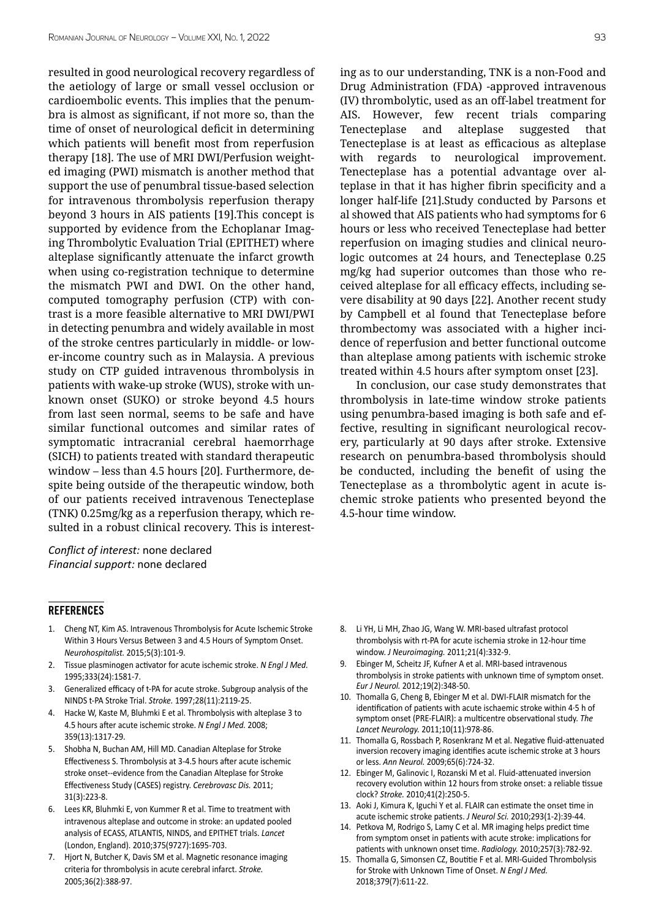resulted in good neurological recovery regardless of the aetiology of large or small vessel occlusion or cardioembolic events. This implies that the penumbra is almost as significant, if not more so, than the time of onset of neurological deficit in determining which patients will benefit most from reperfusion therapy [18]. The use of MRI DWI/Perfusion weighted imaging (PWI) mismatch is another method that support the use of penumbral tissue-based selection for intravenous thrombolysis reperfusion therapy beyond 3 hours in AIS patients [19].This concept is supported by evidence from the Echoplanar Imaging Thrombolytic Evaluation Trial (EPITHET) where alteplase significantly attenuate the infarct growth when using co-registration technique to determine the mismatch PWI and DWI. On the other hand, computed tomography perfusion (CTP) with contrast is a more feasible alternative to MRI DWI/PWI in detecting penumbra and widely available in most of the stroke centres particularly in middle- or lower-income country such as in Malaysia. A previous study on CTP guided intravenous thrombolysis in patients with wake-up stroke (WUS), stroke with unknown onset (SUKO) or stroke beyond 4.5 hours from last seen normal, seems to be safe and have similar functional outcomes and similar rates of symptomatic intracranial cerebral haemorrhage (SICH) to patients treated with standard therapeutic window – less than 4.5 hours [20]. Furthermore, despite being outside of the therapeutic window, both of our patients received intravenous Tenecteplase (TNK) 0.25mg/kg as a reperfusion therapy, which resulted in a robust clinical recovery. This is interesting as to our understanding, TNK is a non-Food and Drug Administration (FDA) -approved intravenous (IV) thrombolytic, used as an off-label treatment for AIS. However, few recent trials comparing Tenecteplase and alteplase suggested that Tenecteplase is at least as efficacious as alteplase with regards to neurological improvement. Tenecteplase has a potential advantage over alteplase in that it has higher fibrin specificity and a longer half-life [21].Study conducted by Parsons et al showed that AIS patients who had symptoms for 6 hours or less who received Tenecteplase had better reperfusion on imaging studies and clinical neurologic outcomes at 24 hours, and Tenecteplase 0.25 mg/kg had superior outcomes than those who received alteplase for all efficacy effects, including severe disability at 90 days [22]. Another recent study by Campbell et al found that Tenecteplase before thrombectomy was associated with a higher incidence of reperfusion and better functional outcome than alteplase among patients with ischemic stroke treated within 4.5 hours after symptom onset [23].

In conclusion, our case study demonstrates that thrombolysis in late-time window stroke patients using penumbra-based imaging is both safe and effective, resulting in significant neurological recovery, particularly at 90 days after stroke. Extensive research on penumbra-based thrombolysis should be conducted, including the benefit of using the Tenecteplase as a thrombolytic agent in acute ischemic stroke patients who presented beyond the 4.5-hour time window.

*Conflict of interest:* none declared
*Financial support:* none declared

## REFERENCES

1. Cheng NT, Kim AS. Intravenous Thrombolysis for Acute Ischemic Stroke Within 3 Hours Versus Between 3 and 4.5 Hours of Symptom Onset. *Neurohospitalist.* 2015;5(3):101-9.
2. Tissue plasminogen activator for acute ischemic stroke. *N Engl J Med.* 1995;333(24):1581-7.
3. Generalized efficacy of t-PA for acute stroke. Subgroup analysis of the NINDS t-PA Stroke Trial. *Stroke.* 1997;28(11):2119-25.
4. Hacke W, Kaste M, Bluhmki E et al. Thrombolysis with alteplase 3 to 4.5 hours after acute ischemic stroke. *N Engl J Med.* 2008; 359(13):1317-29.
5. Shobha N, Buchan AM, Hill MD. Canadian Alteplase for Stroke Effectiveness S. Thrombolysis at 3-4.5 hours after acute ischemic stroke onset--evidence from the Canadian Alteplase for Stroke Effectiveness Study (CASES) registry. *Cerebrovasc Dis.* 2011; 31(3):223-8.
6. Lees KR, Bluhmki E, von Kummer R et al. Time to treatment with intravenous alteplase and outcome in stroke: an updated pooled analysis of ECASS, ATLANTIS, NINDS, and EPITHET trials. *Lancet* (London, England). 2010;375(9727):1695-703.
7. Hjort N, Butcher K, Davis SM et al. Magnetic resonance imaging criteria for thrombolysis in acute cerebral infarct. *Stroke.* 2005;36(2):388-97.
8. Li YH, Li MH, Zhao JG, Wang W. MRI-based ultrafast protocol thrombolysis with rt-PA for acute ischemia stroke in 12-hour time window. *J Neuroimaging.* 2011;21(4):332-9.
9. Ebinger M, Scheitz JF, Kufner A et al. MRI-based intravenous thrombolysis in stroke patients with unknown time of symptom onset. *Eur J Neurol.* 2012;19(2):348-50.
10. Thomalla G, Cheng B, Ebinger M et al. DWI-FLAIR mismatch for the identification of patients with acute ischaemic stroke within 4·5 h of symptom onset (PRE-FLAIR): a multicentre observational study. *The Lancet Neurology.* 2011;10(11):978-86.
11. Thomalla G, Rossbach P, Rosenkranz M et al. Negative fluid-attenuated inversion recovery imaging identifies acute ischemic stroke at 3 hours or less. *Ann Neurol.* 2009;65(6):724-32.
12. Ebinger M, Galinovic I, Rozanski M et al. Fluid-attenuated inversion recovery evolution within 12 hours from stroke onset: a reliable tissue clock? *Stroke.* 2010;41(2):250-5.
13. Aoki J, Kimura K, Iguchi Y et al. FLAIR can estimate the onset time in acute ischemic stroke patients. *J Neurol Sci.* 2010;293(1-2):39-44.
14. Petkova M, Rodrigo S, Lamy C et al. MR imaging helps predict time from symptom onset in patients with acute stroke: implications for patients with unknown onset time. *Radiology.* 2010;257(3):782-92.
15. Thomalla G, Simonsen CZ, Boutitie F et al. MRI-Guided Thrombolysis for Stroke with Unknown Time of Onset. *N Engl J Med.* 2018;379(7):611-22.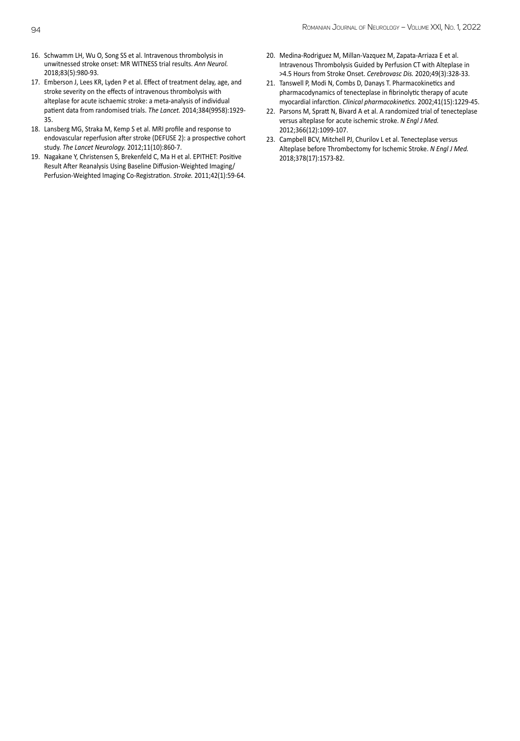16. Schwamm LH, Wu O, Song SS et al. Intravenous thrombolysis in unwitnessed stroke onset: MR WITNESS trial results. *Ann Neurol.* 2018;83(5):980-93.
17. Emberson J, Lees KR, Lyden P et al. Effect of treatment delay, age, and stroke severity on the effects of intravenous thrombolysis with alteplase for acute ischaemic stroke: a meta-analysis of individual patient data from randomised trials. *The Lancet.* 2014;384(9958):1929-35.
18. Lansberg MG, Straka M, Kemp S et al. MRI profile and response to endovascular reperfusion after stroke (DEFUSE 2): a prospective cohort study. *The Lancet Neurology.* 2012;11(10):860-7.
19. Nagakane Y, Christensen S, Brekenfeld C, Ma H et al. EPITHET: Positive Result After Reanalysis Using Baseline Diffusion-Weighted Imaging/Perfusion-Weighted Imaging Co-Registration. *Stroke.* 2011;42(1):59-64.
20. Medina-Rodriguez M, Millan-Vazquez M, Zapata-Arriaza E et al. Intravenous Thrombolysis Guided by Perfusion CT with Alteplase in >4.5 Hours from Stroke Onset. *Cerebrovasc Dis.* 2020;49(3):328-33.
21. Tanswell P, Modi N, Combs D, Danays T. Pharmacokinetics and pharmacodynamics of tenecteplase in fibrinolytic therapy of acute myocardial infarction. *Clinical pharmacokinetics.* 2002;41(15):1229-45.
22. Parsons M, Spratt N, Bivard A et al. A randomized trial of tenecteplase versus alteplase for acute ischemic stroke. *N Engl J Med.* 2012;366(12):1099-107.
23. Campbell BCV, Mitchell PJ, Churilov L et al. Tenecteplase versus Alteplase before Thrombectomy for Ischemic Stroke. *N Engl J Med.* 2018;378(17):1573-82.